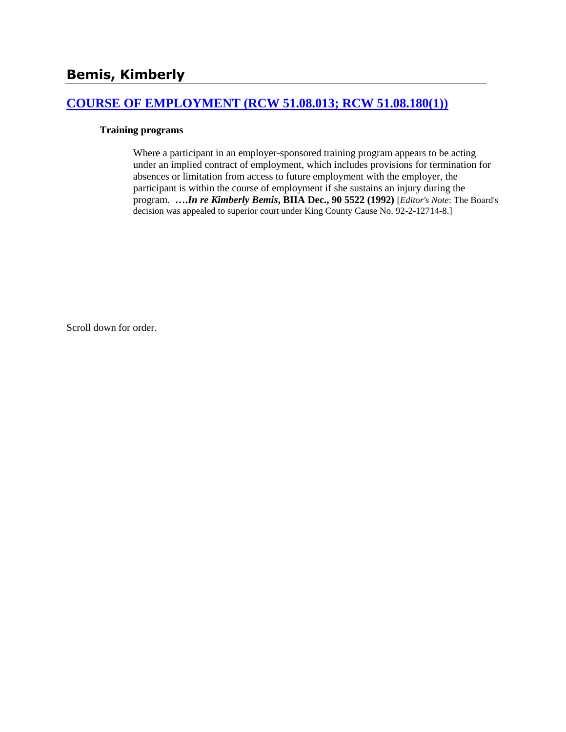## Bemis, Kimberly

### [COURSE OF EMPLOYMENT (RCW 51.08.013; RCW 51.08.180(1))]()

**Training programs**

Where a participant in an employer-sponsored training program appears to be acting under an implied contract of employment, which includes provisions for termination for absences or limitation from access to future employment with the employer, the participant is within the course of employment if she sustains an injury during the program. **….*In re Kimberly Bemis*, BIIA Dec., 90 5522 (1992)** [*Editor's Note*: The Board's decision was appealed to superior court under King County Cause No. 92-2-12714-8.]

Scroll down for order.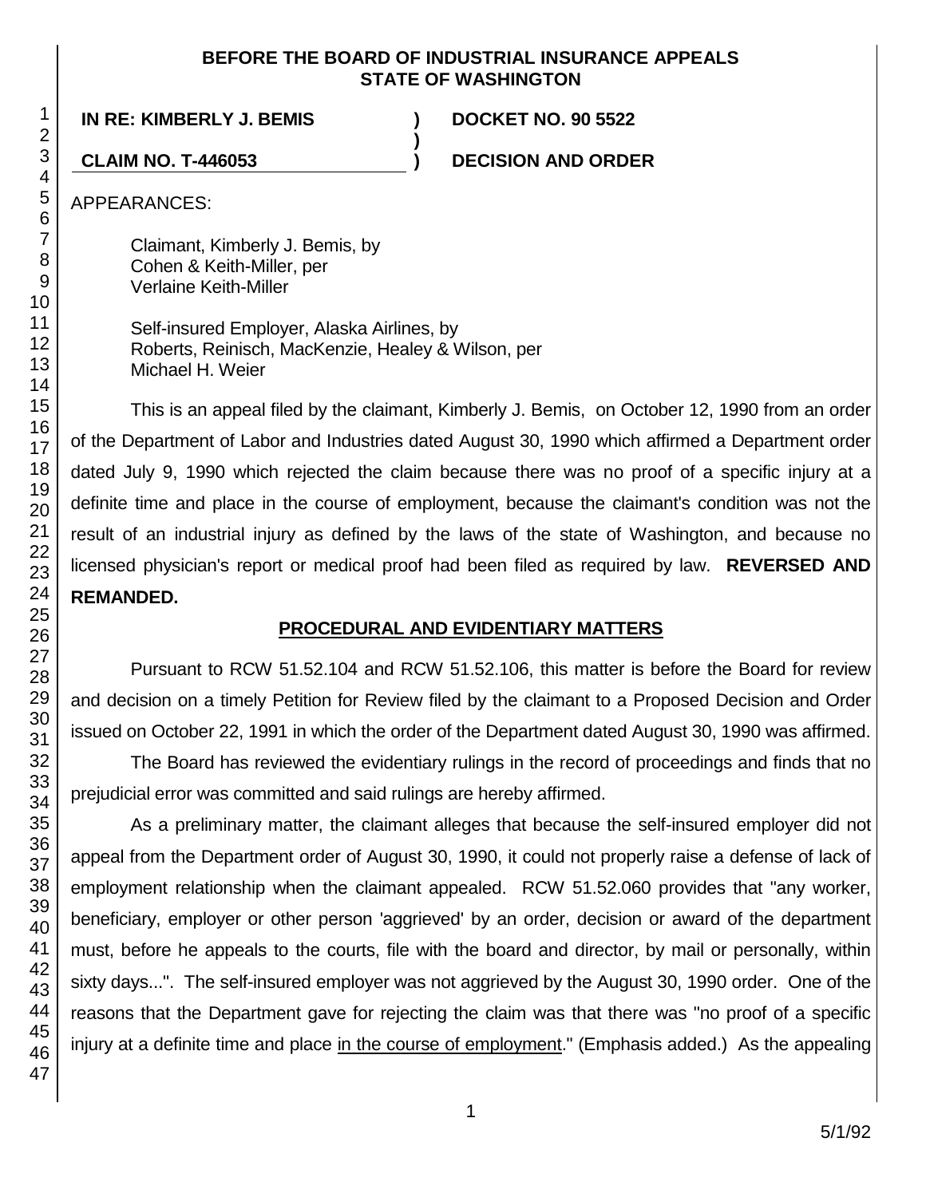**BEFORE THE BOARD OF INDUSTRIAL INSURANCE APPEALS STATE OF WASHINGTON**

**IN RE: KIMBERLY J. BEMIS** ) **DOCKET NO. 90 5522**
)
**CLAIM NO. T-446053** ) **DECISION AND ORDER**

APPEARANCES:

Claimant, Kimberly J. Bemis, by
Cohen & Keith-Miller, per
Verlaine Keith-Miller

Self-insured Employer, Alaska Airlines, by
Roberts, Reinisch, MacKenzie, Healey & Wilson, per
Michael H. Weier

This is an appeal filed by the claimant, Kimberly J. Bemis, on October 12, 1990 from an order of the Department of Labor and Industries dated August 30, 1990 which affirmed a Department order dated July 9, 1990 which rejected the claim because there was no proof of a specific injury at a definite time and place in the course of employment, because the claimant's condition was not the result of an industrial injury as defined by the laws of the state of Washington, and because no licensed physician's report or medical proof had been filed as required by law. **REVERSED AND REMANDED.**

## PROCEDURAL AND EVIDENTIARY MATTERS

Pursuant to RCW 51.52.104 and RCW 51.52.106, this matter is before the Board for review and decision on a timely Petition for Review filed by the claimant to a Proposed Decision and Order issued on October 22, 1991 in which the order of the Department dated August 30, 1990 was affirmed.

The Board has reviewed the evidentiary rulings in the record of proceedings and finds that no prejudicial error was committed and said rulings are hereby affirmed.

As a preliminary matter, the claimant alleges that because the self-insured employer did not appeal from the Department order of August 30, 1990, it could not properly raise a defense of lack of employment relationship when the claimant appealed. RCW 51.52.060 provides that "any worker, beneficiary, employer or other person 'aggrieved' by an order, decision or award of the department must, before he appeals to the courts, file with the board and director, by mail or personally, within sixty days...". The self-insured employer was not aggrieved by the August 30, 1990 order. One of the reasons that the Department gave for rejecting the claim was that there was "no proof of a specific injury at a definite time and place in the course of employment." (Emphasis added.) As the appealing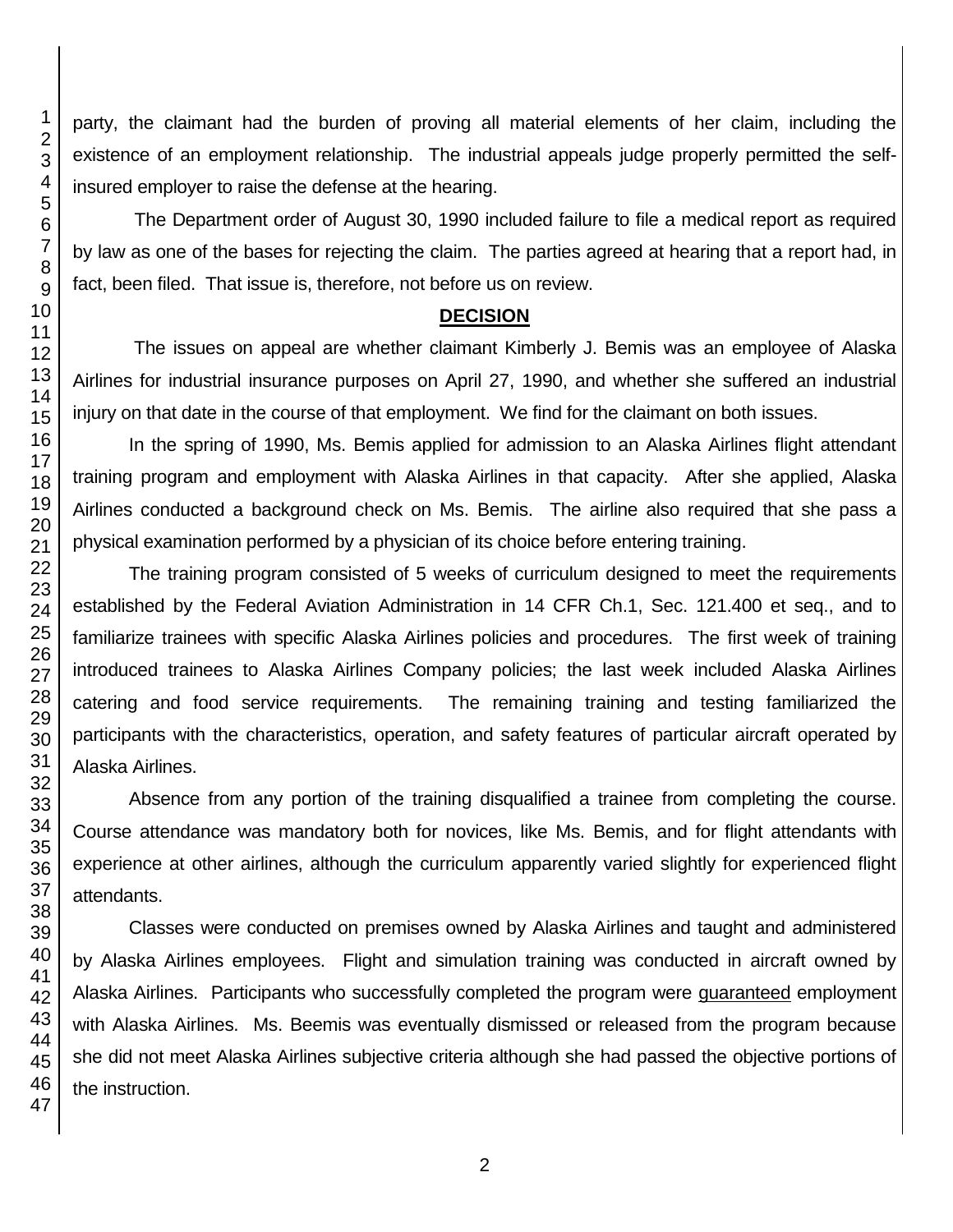party, the claimant had the burden of proving all material elements of her claim, including the existence of an employment relationship. The industrial appeals judge properly permitted the self-insured employer to raise the defense at the hearing.

The Department order of August 30, 1990 included failure to file a medical report as required by law as one of the bases for rejecting the claim. The parties agreed at hearing that a report had, in fact, been filed. That issue is, therefore, not before us on review.

## DECISION

The issues on appeal are whether claimant Kimberly J. Bemis was an employee of Alaska Airlines for industrial insurance purposes on April 27, 1990, and whether she suffered an industrial injury on that date in the course of that employment. We find for the claimant on both issues.

In the spring of 1990, Ms. Bemis applied for admission to an Alaska Airlines flight attendant training program and employment with Alaska Airlines in that capacity. After she applied, Alaska Airlines conducted a background check on Ms. Bemis. The airline also required that she pass a physical examination performed by a physician of its choice before entering training.

The training program consisted of 5 weeks of curriculum designed to meet the requirements established by the Federal Aviation Administration in 14 CFR Ch.1, Sec. 121.400 et seq., and to familiarize trainees with specific Alaska Airlines policies and procedures. The first week of training introduced trainees to Alaska Airlines Company policies; the last week included Alaska Airlines catering and food service requirements. The remaining training and testing familiarized the participants with the characteristics, operation, and safety features of particular aircraft operated by Alaska Airlines.

Absence from any portion of the training disqualified a trainee from completing the course. Course attendance was mandatory both for novices, like Ms. Bemis, and for flight attendants with experience at other airlines, although the curriculum apparently varied slightly for experienced flight attendants.

Classes were conducted on premises owned by Alaska Airlines and taught and administered by Alaska Airlines employees. Flight and simulation training was conducted in aircraft owned by Alaska Airlines. Participants who successfully completed the program were guaranteed employment with Alaska Airlines. Ms. Beemis was eventually dismissed or released from the program because she did not meet Alaska Airlines subjective criteria although she had passed the objective portions of the instruction.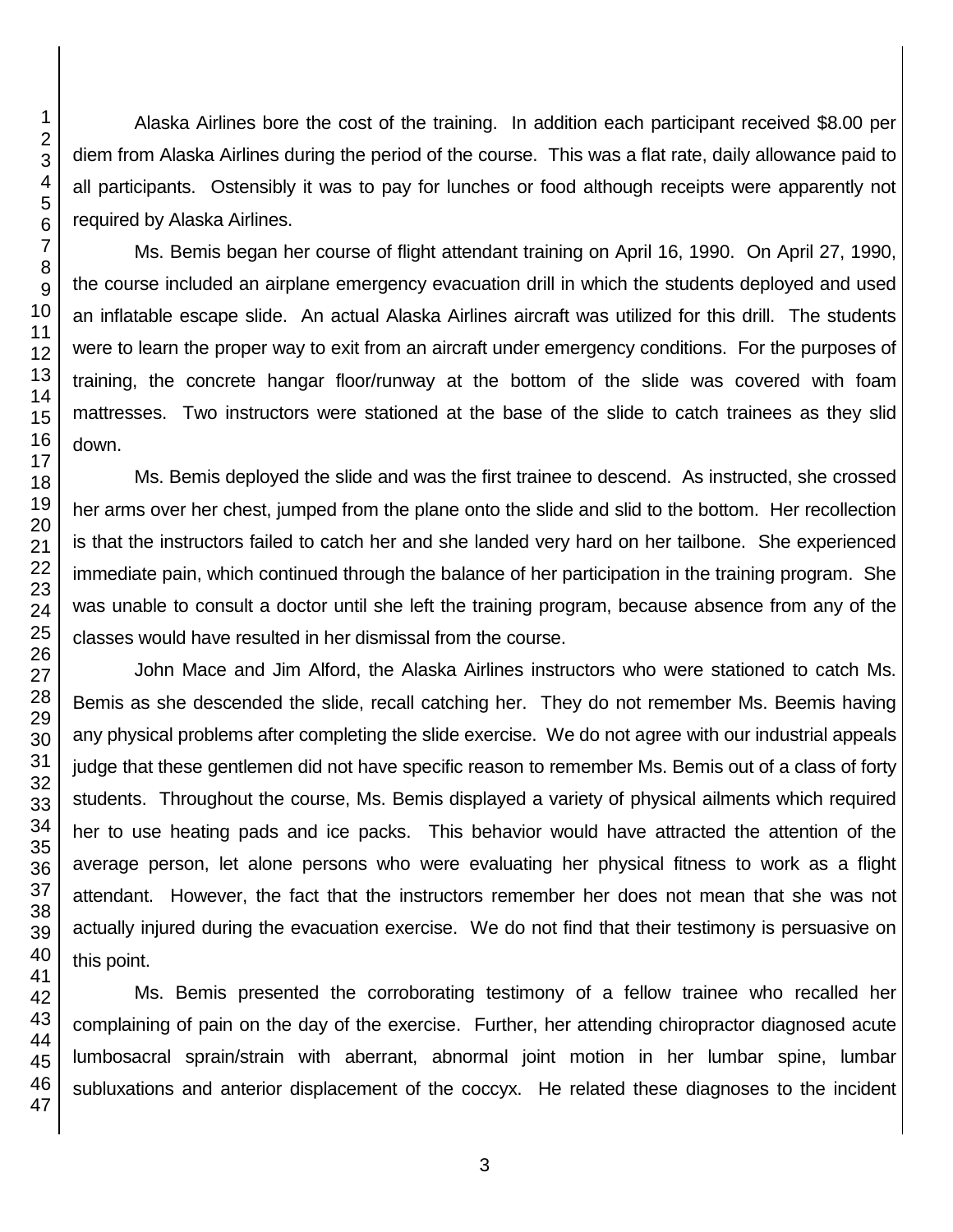Alaska Airlines bore the cost of the training. In addition each participant received $8.00 per diem from Alaska Airlines during the period of the course. This was a flat rate, daily allowance paid to all participants. Ostensibly it was to pay for lunches or food although receipts were apparently not required by Alaska Airlines.

Ms. Bemis began her course of flight attendant training on April 16, 1990. On April 27, 1990, the course included an airplane emergency evacuation drill in which the students deployed and used an inflatable escape slide. An actual Alaska Airlines aircraft was utilized for this drill. The students were to learn the proper way to exit from an aircraft under emergency conditions. For the purposes of training, the concrete hangar floor/runway at the bottom of the slide was covered with foam mattresses. Two instructors were stationed at the base of the slide to catch trainees as they slid down.

Ms. Bemis deployed the slide and was the first trainee to descend. As instructed, she crossed her arms over her chest, jumped from the plane onto the slide and slid to the bottom. Her recollection is that the instructors failed to catch her and she landed very hard on her tailbone. She experienced immediate pain, which continued through the balance of her participation in the training program. She was unable to consult a doctor until she left the training program, because absence from any of the classes would have resulted in her dismissal from the course.

John Mace and Jim Alford, the Alaska Airlines instructors who were stationed to catch Ms. Bemis as she descended the slide, recall catching her. They do not remember Ms. Beemis having any physical problems after completing the slide exercise. We do not agree with our industrial appeals judge that these gentlemen did not have specific reason to remember Ms. Bemis out of a class of forty students. Throughout the course, Ms. Bemis displayed a variety of physical ailments which required her to use heating pads and ice packs. This behavior would have attracted the attention of the average person, let alone persons who were evaluating her physical fitness to work as a flight attendant. However, the fact that the instructors remember her does not mean that she was not actually injured during the evacuation exercise. We do not find that their testimony is persuasive on this point.

Ms. Bemis presented the corroborating testimony of a fellow trainee who recalled her complaining of pain on the day of the exercise. Further, her attending chiropractor diagnosed acute lumbosacral sprain/strain with aberrant, abnormal joint motion in her lumbar spine, lumbar subluxations and anterior displacement of the coccyx. He related these diagnoses to the incident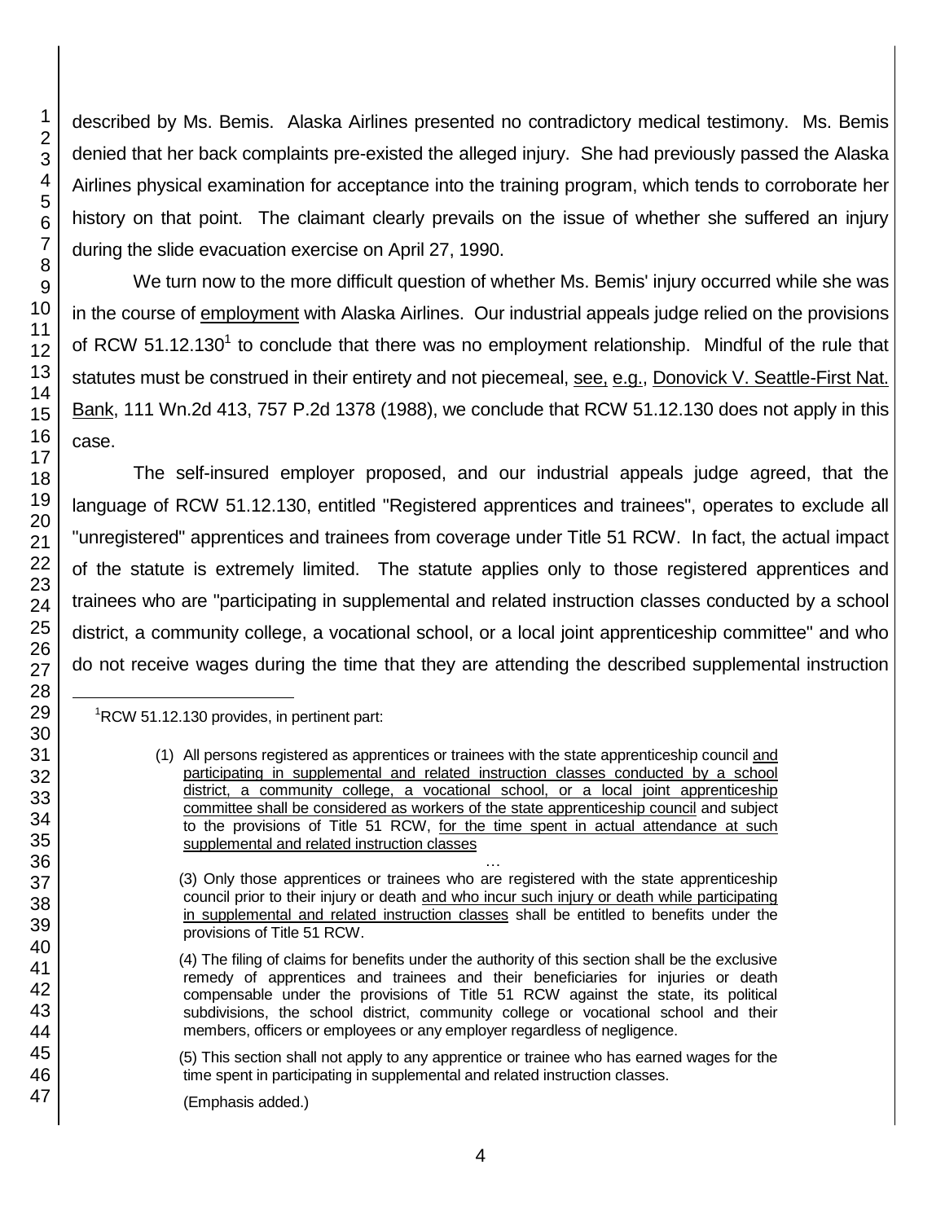described by Ms. Bemis. Alaska Airlines presented no contradictory medical testimony. Ms. Bemis denied that her back complaints pre-existed the alleged injury. She had previously passed the Alaska Airlines physical examination for acceptance into the training program, which tends to corroborate her history on that point. The claimant clearly prevails on the issue of whether she suffered an injury during the slide evacuation exercise on April 27, 1990.

We turn now to the more difficult question of whether Ms. Bemis' injury occurred while she was in the course of employment with Alaska Airlines. Our industrial appeals judge relied on the provisions of RCW 51.12.130[1] to conclude that there was no employment relationship. Mindful of the rule that statutes must be construed in their entirety and not piecemeal, see, e.g., Donovick V. Seattle-First Nat. Bank, 111 Wn.2d 413, 757 P.2d 1378 (1988), we conclude that RCW 51.12.130 does not apply in this case.

The self-insured employer proposed, and our industrial appeals judge agreed, that the language of RCW 51.12.130, entitled "Registered apprentices and trainees", operates to exclude all "unregistered" apprentices and trainees from coverage under Title 51 RCW. In fact, the actual impact of the statute is extremely limited. The statute applies only to those registered apprentices and trainees who are "participating in supplemental and related instruction classes conducted by a school district, a community college, a vocational school, or a local joint apprenticeship committee" and who do not receive wages during the time that they are attending the described supplemental instruction

---

[1] RCW 51.12.130 provides, in pertinent part:

> (1) All persons registered as apprentices or trainees with the state apprenticeship council and participating in supplemental and related instruction classes conducted by a school district, a community college, a vocational school, or a local joint apprenticeship committee shall be considered as workers of the state apprenticeship council and subject to the provisions of Title 51 RCW, for the time spent in actual attendance at such supplemental and related instruction classes
>
> …
>
> (3) Only those apprentices or trainees who are registered with the state apprenticeship council prior to their injury or death and who incur such injury or death while participating in supplemental and related instruction classes shall be entitled to benefits under the provisions of Title 51 RCW.
>
> (4) The filing of claims for benefits under the authority of this section shall be the exclusive remedy of apprentices and trainees and their beneficiaries for injuries or death compensable under the provisions of Title 51 RCW against the state, its political subdivisions, the school district, community college or vocational school and their members, officers or employees or any employer regardless of negligence.
>
> (5) This section shall not apply to any apprentice or trainee who has earned wages for the time spent in participating in supplemental and related instruction classes.
>
> (Emphasis added.)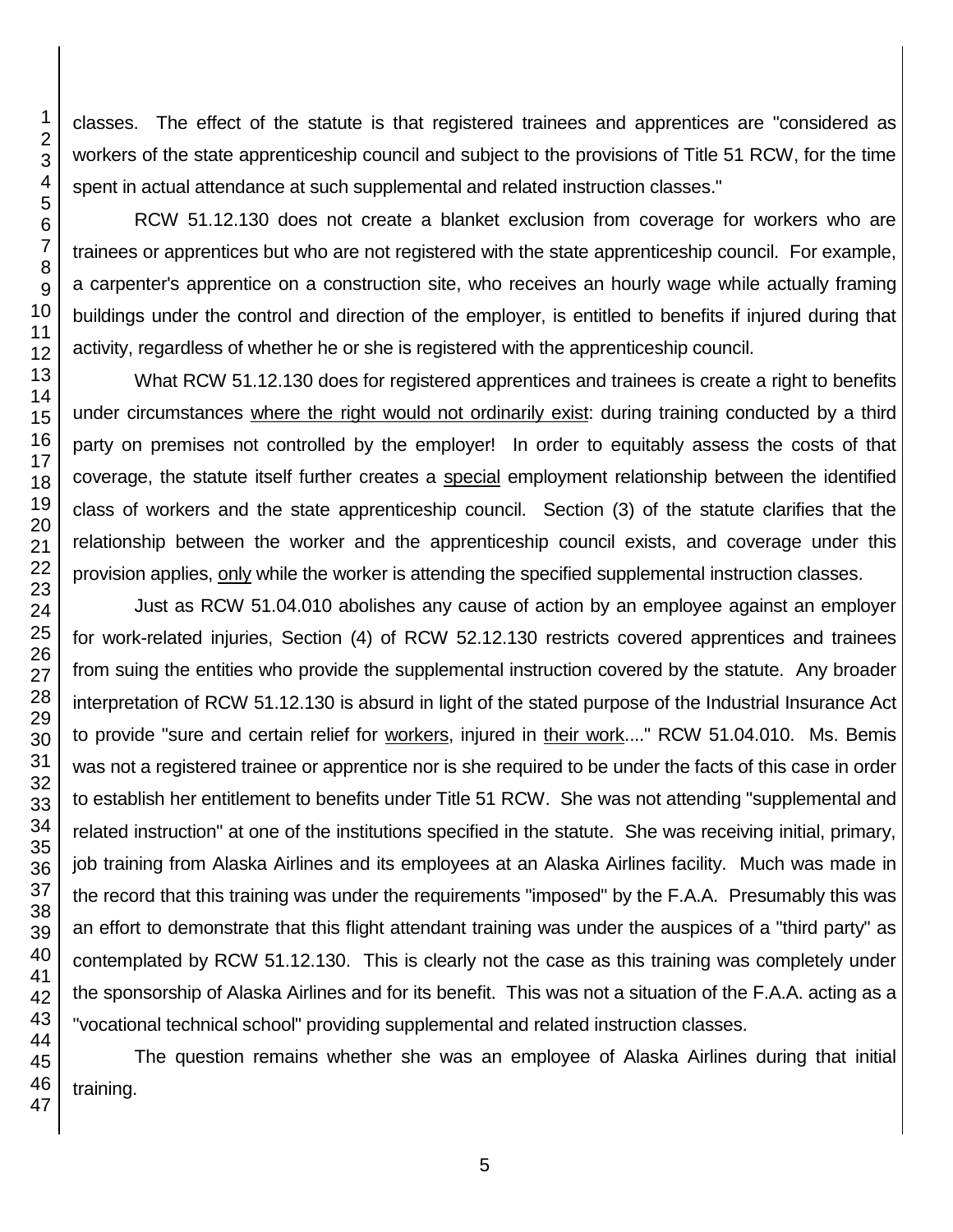classes. The effect of the statute is that registered trainees and apprentices are "considered as workers of the state apprenticeship council and subject to the provisions of Title 51 RCW, for the time spent in actual attendance at such supplemental and related instruction classes."

RCW 51.12.130 does not create a blanket exclusion from coverage for workers who are trainees or apprentices but who are not registered with the state apprenticeship council. For example, a carpenter's apprentice on a construction site, who receives an hourly wage while actually framing buildings under the control and direction of the employer, is entitled to benefits if injured during that activity, regardless of whether he or she is registered with the apprenticeship council.

What RCW 51.12.130 does for registered apprentices and trainees is create a right to benefits under circumstances <u>where the right would not ordinarily exist</u>: during training conducted by a third party on premises not controlled by the employer! In order to equitably assess the costs of that coverage, the statute itself further creates a <u>special</u> employment relationship between the identified class of workers and the state apprenticeship council. Section (3) of the statute clarifies that the relationship between the worker and the apprenticeship council exists, and coverage under this provision applies, <u>only</u> while the worker is attending the specified supplemental instruction classes.

Just as RCW 51.04.010 abolishes any cause of action by an employee against an employer for work-related injuries, Section (4) of RCW 52.12.130 restricts covered apprentices and trainees from suing the entities who provide the supplemental instruction covered by the statute. Any broader interpretation of RCW 51.12.130 is absurd in light of the stated purpose of the Industrial Insurance Act to provide "sure and certain relief for <u>workers</u>, injured in <u>their work</u>...." RCW 51.04.010. Ms. Bemis was not a registered trainee or apprentice nor is she required to be under the facts of this case in order to establish her entitlement to benefits under Title 51 RCW. She was not attending "supplemental and related instruction" at one of the institutions specified in the statute. She was receiving initial, primary, job training from Alaska Airlines and its employees at an Alaska Airlines facility. Much was made in the record that this training was under the requirements "imposed" by the F.A.A. Presumably this was an effort to demonstrate that this flight attendant training was under the auspices of a "third party" as contemplated by RCW 51.12.130. This is clearly not the case as this training was completely under the sponsorship of Alaska Airlines and for its benefit. This was not a situation of the F.A.A. acting as a "vocational technical school" providing supplemental and related instruction classes.

The question remains whether she was an employee of Alaska Airlines during that initial training.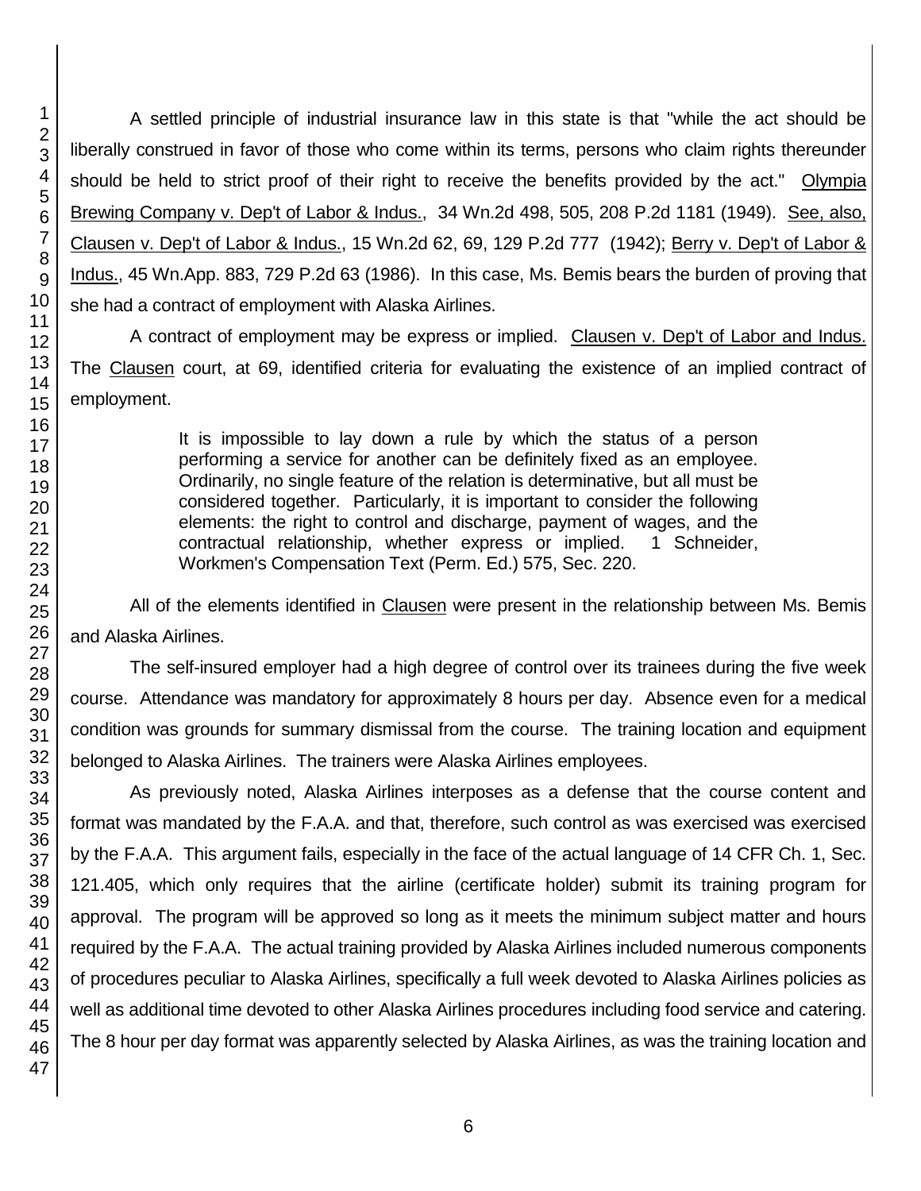A settled principle of industrial insurance law in this state is that "while the act should be liberally construed in favor of those who come within its terms, persons who claim rights thereunder should be held to strict proof of their right to receive the benefits provided by the act." Olympia Brewing Company v. Dep't of Labor & Indus., 34 Wn.2d 498, 505, 208 P.2d 1181 (1949). See, also, Clausen v. Dep't of Labor & Indus., 15 Wn.2d 62, 69, 129 P.2d 777 (1942); Berry v. Dep't of Labor & Indus., 45 Wn.App. 883, 729 P.2d 63 (1986). In this case, Ms. Bemis bears the burden of proving that she had a contract of employment with Alaska Airlines.

A contract of employment may be express or implied. Clausen v. Dep't of Labor and Indus. The Clausen court, at 69, identified criteria for evaluating the existence of an implied contract of employment.

> It is impossible to lay down a rule by which the status of a person performing a service for another can be definitely fixed as an employee. Ordinarily, no single feature of the relation is determinative, but all must be considered together. Particularly, it is important to consider the following elements: the right to control and discharge, payment of wages, and the contractual relationship, whether express or implied. 1 Schneider, Workmen's Compensation Text (Perm. Ed.) 575, Sec. 220.

All of the elements identified in Clausen were present in the relationship between Ms. Bemis and Alaska Airlines.

The self-insured employer had a high degree of control over its trainees during the five week course. Attendance was mandatory for approximately 8 hours per day. Absence even for a medical condition was grounds for summary dismissal from the course. The training location and equipment belonged to Alaska Airlines. The trainers were Alaska Airlines employees.

As previously noted, Alaska Airlines interposes as a defense that the course content and format was mandated by the F.A.A. and that, therefore, such control as was exercised was exercised by the F.A.A. This argument fails, especially in the face of the actual language of 14 CFR Ch. 1, Sec. 121.405, which only requires that the airline (certificate holder) submit its training program for approval. The program will be approved so long as it meets the minimum subject matter and hours required by the F.A.A. The actual training provided by Alaska Airlines included numerous components of procedures peculiar to Alaska Airlines, specifically a full week devoted to Alaska Airlines policies as well as additional time devoted to other Alaska Airlines procedures including food service and catering. The 8 hour per day format was apparently selected by Alaska Airlines, as was the training location and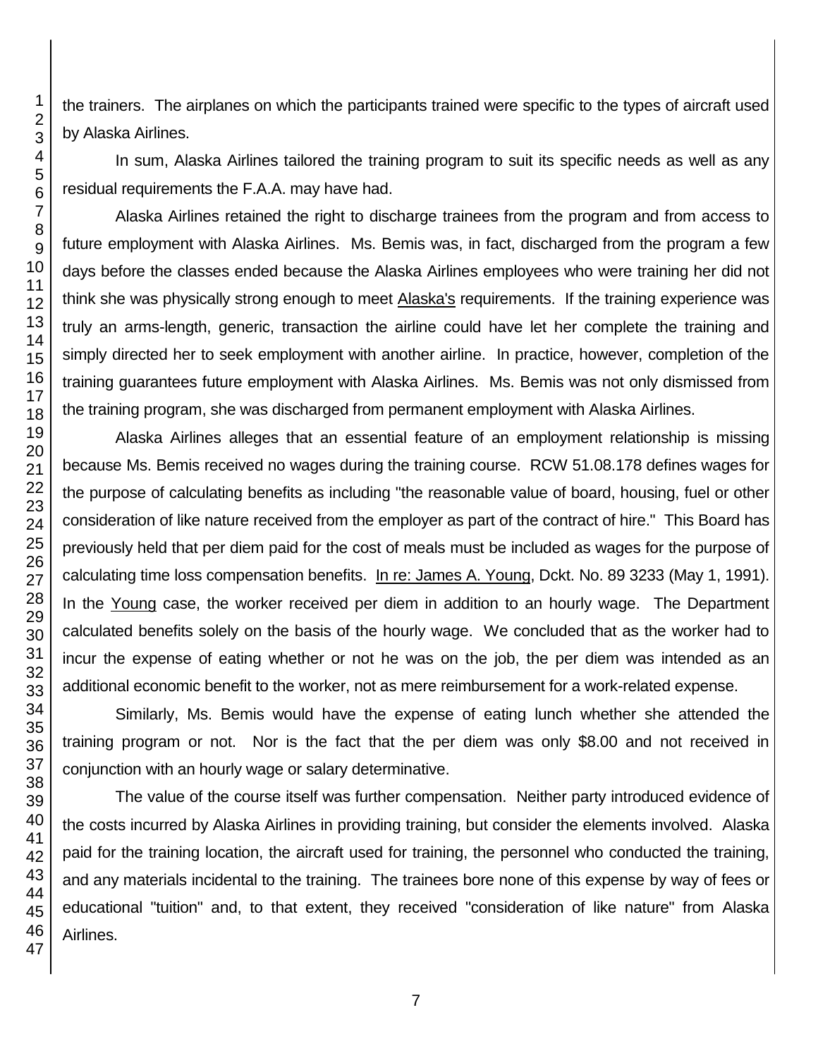the trainers. The airplanes on which the participants trained were specific to the types of aircraft used by Alaska Airlines.

In sum, Alaska Airlines tailored the training program to suit its specific needs as well as any residual requirements the F.A.A. may have had.

Alaska Airlines retained the right to discharge trainees from the program and from access to future employment with Alaska Airlines. Ms. Bemis was, in fact, discharged from the program a few days before the classes ended because the Alaska Airlines employees who were training her did not think she was physically strong enough to meet Alaska's requirements. If the training experience was truly an arms-length, generic, transaction the airline could have let her complete the training and simply directed her to seek employment with another airline. In practice, however, completion of the training guarantees future employment with Alaska Airlines. Ms. Bemis was not only dismissed from the training program, she was discharged from permanent employment with Alaska Airlines.

Alaska Airlines alleges that an essential feature of an employment relationship is missing because Ms. Bemis received no wages during the training course. RCW 51.08.178 defines wages for the purpose of calculating benefits as including "the reasonable value of board, housing, fuel or other consideration of like nature received from the employer as part of the contract of hire." This Board has previously held that per diem paid for the cost of meals must be included as wages for the purpose of calculating time loss compensation benefits. In re: James A. Young, Dckt. No. 89 3233 (May 1, 1991). In the Young case, the worker received per diem in addition to an hourly wage. The Department calculated benefits solely on the basis of the hourly wage. We concluded that as the worker had to incur the expense of eating whether or not he was on the job, the per diem was intended as an additional economic benefit to the worker, not as mere reimbursement for a work-related expense.

Similarly, Ms. Bemis would have the expense of eating lunch whether she attended the training program or not. Nor is the fact that the per diem was only $8.00 and not received in conjunction with an hourly wage or salary determinative.

The value of the course itself was further compensation. Neither party introduced evidence of the costs incurred by Alaska Airlines in providing training, but consider the elements involved. Alaska paid for the training location, the aircraft used for training, the personnel who conducted the training, and any materials incidental to the training. The trainees bore none of this expense by way of fees or educational "tuition" and, to that extent, they received "consideration of like nature" from Alaska Airlines.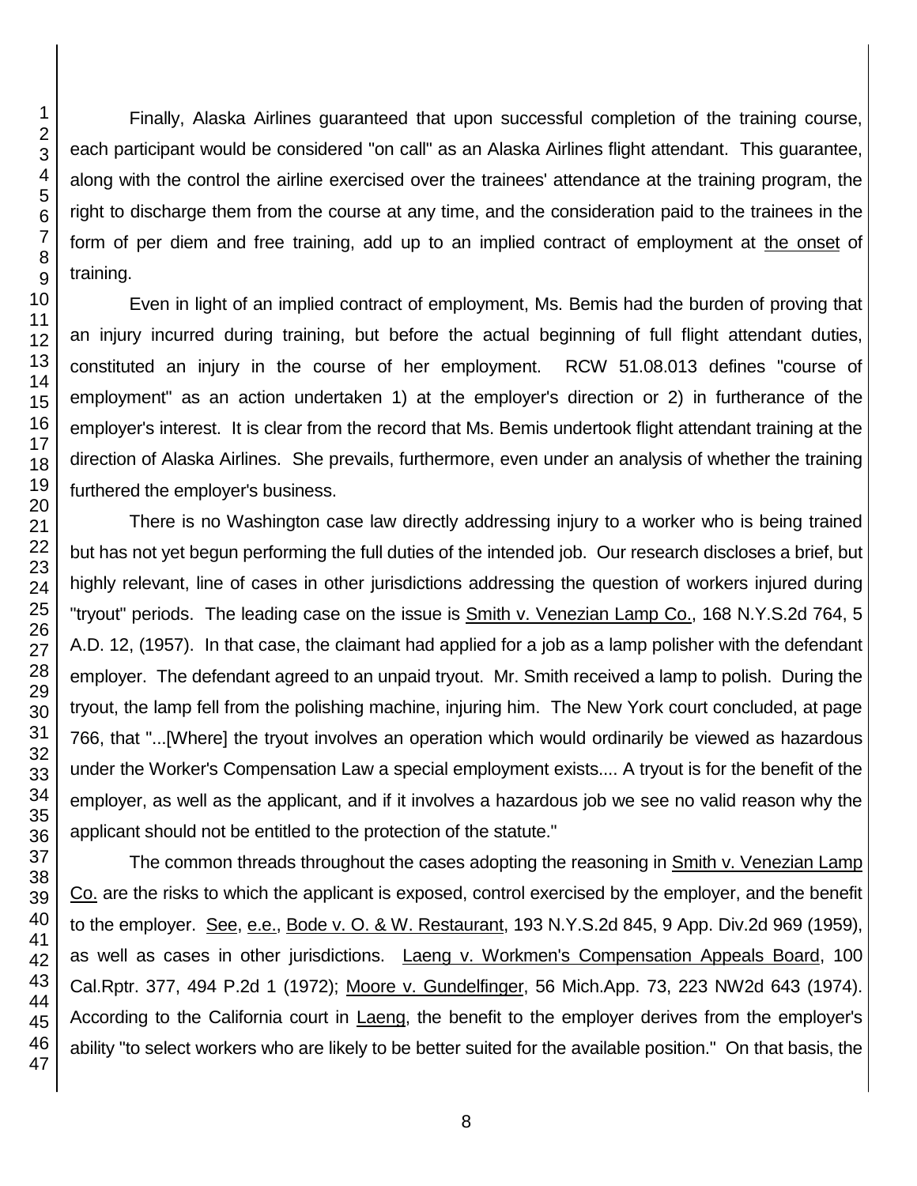Finally, Alaska Airlines guaranteed that upon successful completion of the training course, each participant would be considered "on call" as an Alaska Airlines flight attendant. This guarantee, along with the control the airline exercised over the trainees' attendance at the training program, the right to discharge them from the course at any time, and the consideration paid to the trainees in the form of per diem and free training, add up to an implied contract of employment at the onset of training.

Even in light of an implied contract of employment, Ms. Bemis had the burden of proving that an injury incurred during training, but before the actual beginning of full flight attendant duties, constituted an injury in the course of her employment. RCW 51.08.013 defines "course of employment" as an action undertaken 1) at the employer's direction or 2) in furtherance of the employer's interest. It is clear from the record that Ms. Bemis undertook flight attendant training at the direction of Alaska Airlines. She prevails, furthermore, even under an analysis of whether the training furthered the employer's business.

There is no Washington case law directly addressing injury to a worker who is being trained but has not yet begun performing the full duties of the intended job. Our research discloses a brief, but highly relevant, line of cases in other jurisdictions addressing the question of workers injured during "tryout" periods. The leading case on the issue is Smith v. Venezian Lamp Co., 168 N.Y.S.2d 764, 5 A.D. 12, (1957). In that case, the claimant had applied for a job as a lamp polisher with the defendant employer. The defendant agreed to an unpaid tryout. Mr. Smith received a lamp to polish. During the tryout, the lamp fell from the polishing machine, injuring him. The New York court concluded, at page 766, that "...[Where] the tryout involves an operation which would ordinarily be viewed as hazardous under the Worker's Compensation Law a special employment exists.... A tryout is for the benefit of the employer, as well as the applicant, and if it involves a hazardous job we see no valid reason why the applicant should not be entitled to the protection of the statute."

The common threads throughout the cases adopting the reasoning in Smith v. Venezian Lamp Co. are the risks to which the applicant is exposed, control exercised by the employer, and the benefit to the employer. See, e.e., Bode v. O. & W. Restaurant, 193 N.Y.S.2d 845, 9 App. Div.2d 969 (1959), as well as cases in other jurisdictions. Laeng v. Workmen's Compensation Appeals Board, 100 Cal.Rptr. 377, 494 P.2d 1 (1972); Moore v. Gundelfinger, 56 Mich.App. 73, 223 NW2d 643 (1974). According to the California court in Laeng, the benefit to the employer derives from the employer's ability "to select workers who are likely to be better suited for the available position." On that basis, the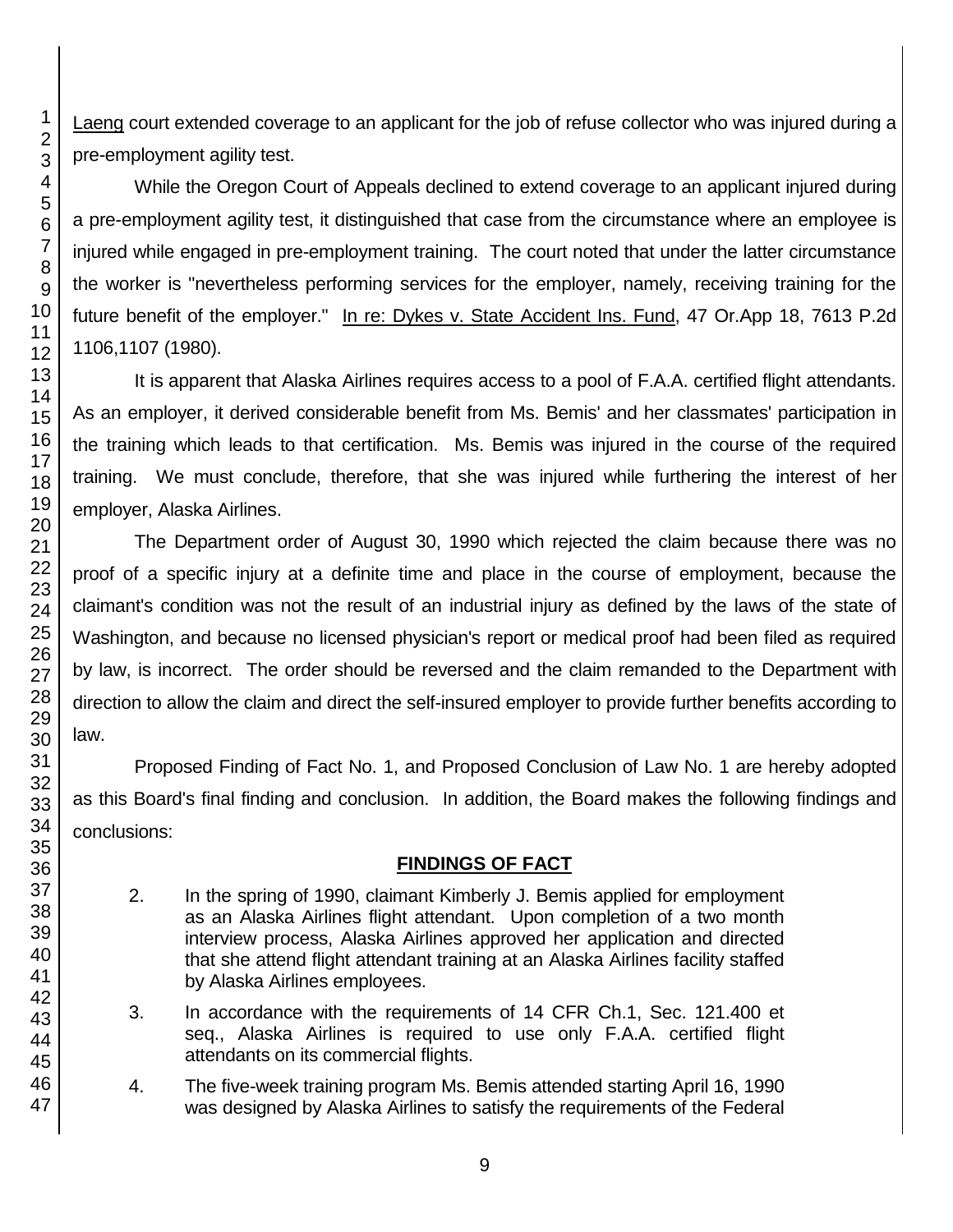Laeng court extended coverage to an applicant for the job of refuse collector who was injured during a pre-employment agility test.

While the Oregon Court of Appeals declined to extend coverage to an applicant injured during a pre-employment agility test, it distinguished that case from the circumstance where an employee is injured while engaged in pre-employment training. The court noted that under the latter circumstance the worker is "nevertheless performing services for the employer, namely, receiving training for the future benefit of the employer." In re: Dykes v. State Accident Ins. Fund, 47 Or.App 18, 7613 P.2d 1106,1107 (1980).

It is apparent that Alaska Airlines requires access to a pool of F.A.A. certified flight attendants. As an employer, it derived considerable benefit from Ms. Bemis' and her classmates' participation in the training which leads to that certification. Ms. Bemis was injured in the course of the required training. We must conclude, therefore, that she was injured while furthering the interest of her employer, Alaska Airlines.

The Department order of August 30, 1990 which rejected the claim because there was no proof of a specific injury at a definite time and place in the course of employment, because the claimant's condition was not the result of an industrial injury as defined by the laws of the state of Washington, and because no licensed physician's report or medical proof had been filed as required by law, is incorrect. The order should be reversed and the claim remanded to the Department with direction to allow the claim and direct the self-insured employer to provide further benefits according to law.

Proposed Finding of Fact No. 1, and Proposed Conclusion of Law No. 1 are hereby adopted as this Board's final finding and conclusion. In addition, the Board makes the following findings and conclusions:

## FINDINGS OF FACT

2. In the spring of 1990, claimant Kimberly J. Bemis applied for employment as an Alaska Airlines flight attendant. Upon completion of a two month interview process, Alaska Airlines approved her application and directed that she attend flight attendant training at an Alaska Airlines facility staffed by Alaska Airlines employees.

3. In accordance with the requirements of 14 CFR Ch.1, Sec. 121.400 et seq., Alaska Airlines is required to use only F.A.A. certified flight attendants on its commercial flights.

4. The five-week training program Ms. Bemis attended starting April 16, 1990 was designed by Alaska Airlines to satisfy the requirements of the Federal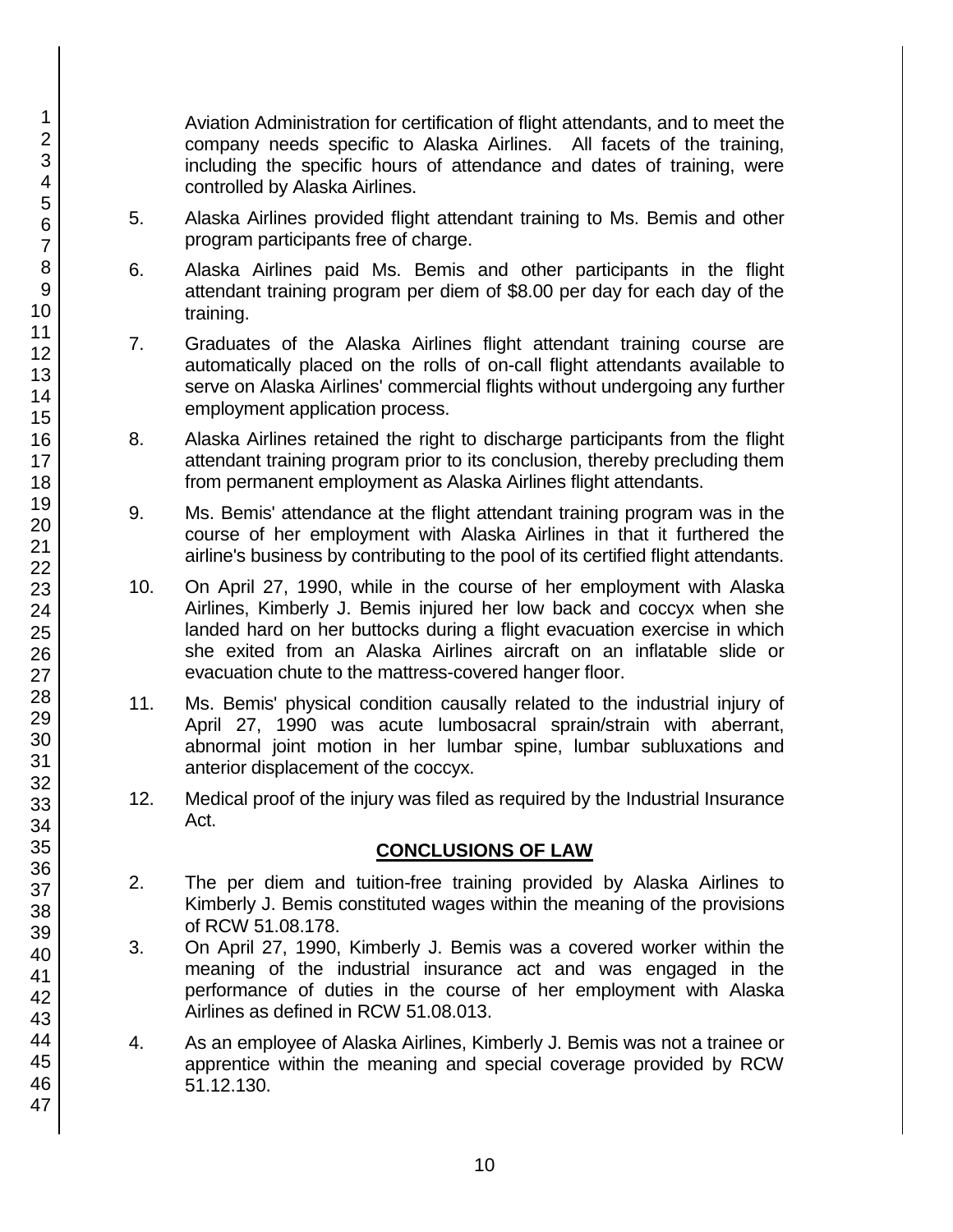Aviation Administration for certification of flight attendants, and to meet the company needs specific to Alaska Airlines. All facets of the training, including the specific hours of attendance and dates of training, were controlled by Alaska Airlines.

5. Alaska Airlines provided flight attendant training to Ms. Bemis and other program participants free of charge.

6. Alaska Airlines paid Ms. Bemis and other participants in the flight attendant training program per diem of $8.00 per day for each day of the training.

7. Graduates of the Alaska Airlines flight attendant training course are automatically placed on the rolls of on-call flight attendants available to serve on Alaska Airlines' commercial flights without undergoing any further employment application process.

8. Alaska Airlines retained the right to discharge participants from the flight attendant training program prior to its conclusion, thereby precluding them from permanent employment as Alaska Airlines flight attendants.

9. Ms. Bemis' attendance at the flight attendant training program was in the course of her employment with Alaska Airlines in that it furthered the airline's business by contributing to the pool of its certified flight attendants.

10. On April 27, 1990, while in the course of her employment with Alaska Airlines, Kimberly J. Bemis injured her low back and coccyx when she landed hard on her buttocks during a flight evacuation exercise in which she exited from an Alaska Airlines aircraft on an inflatable slide or evacuation chute to the mattress-covered hanger floor.

11. Ms. Bemis' physical condition causally related to the industrial injury of April 27, 1990 was acute lumbosacral sprain/strain with aberrant, abnormal joint motion in her lumbar spine, lumbar subluxations and anterior displacement of the coccyx.

12. Medical proof of the injury was filed as required by the Industrial Insurance Act.

## CONCLUSIONS OF LAW

2. The per diem and tuition-free training provided by Alaska Airlines to Kimberly J. Bemis constituted wages within the meaning of the provisions of RCW 51.08.178.

3. On April 27, 1990, Kimberly J. Bemis was a covered worker within the meaning of the industrial insurance act and was engaged in the performance of duties in the course of her employment with Alaska Airlines as defined in RCW 51.08.013.

4. As an employee of Alaska Airlines, Kimberly J. Bemis was not a trainee or apprentice within the meaning and special coverage provided by RCW 51.12.130.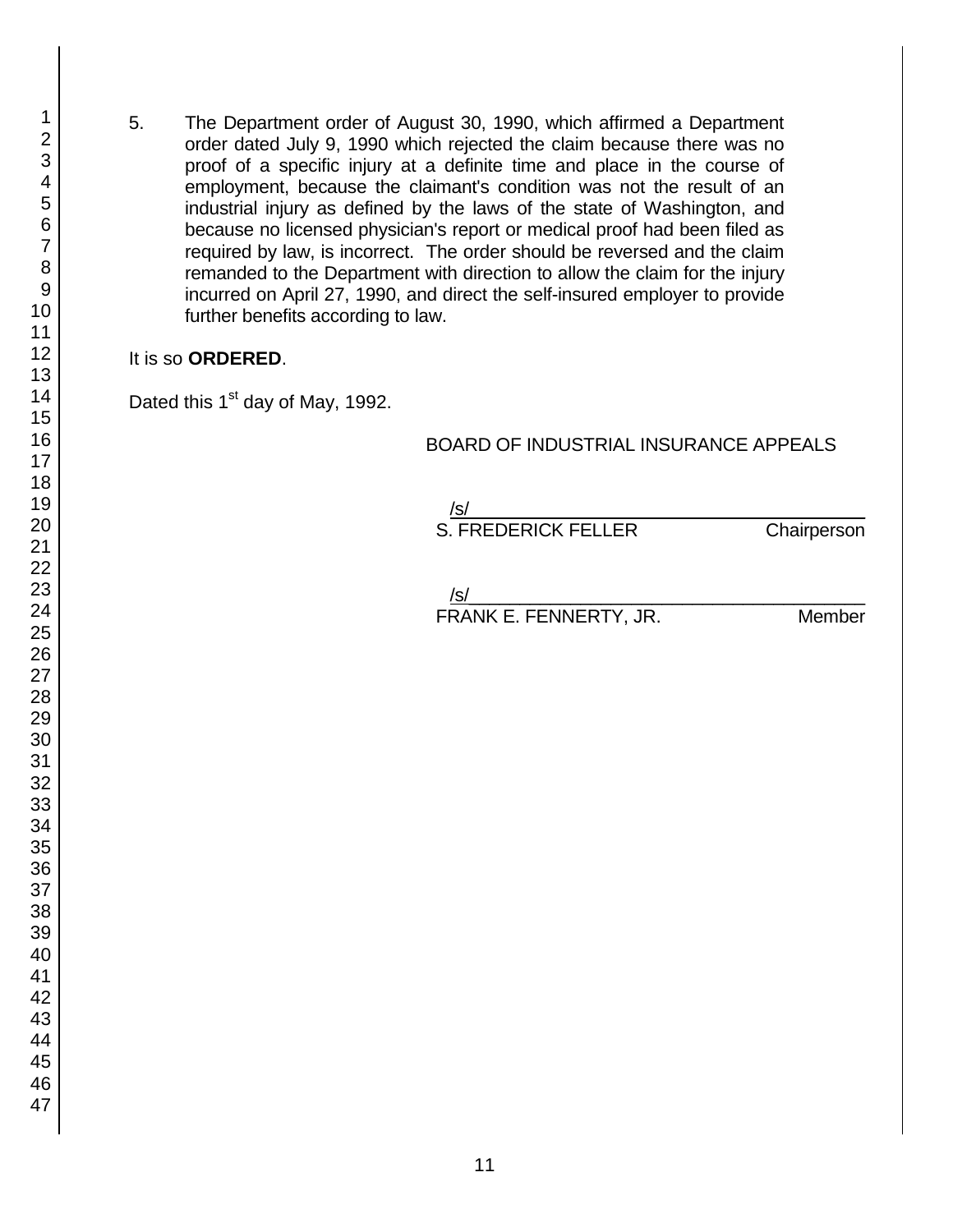5. The Department order of August 30, 1990, which affirmed a Department order dated July 9, 1990 which rejected the claim because there was no proof of a specific injury at a definite time and place in the course of employment, because the claimant's condition was not the result of an industrial injury as defined by the laws of the state of Washington, and because no licensed physician's report or medical proof had been filed as required by law, is incorrect. The order should be reversed and the claim remanded to the Department with direction to allow the claim for the injury incurred on April 27, 1990, and direct the self-insured employer to provide further benefits according to law.

It is so **ORDERED**.

Dated this 1st day of May, 1992.

BOARD OF INDUSTRIAL INSURANCE APPEALS

/s/
S. FREDERICK FELLER Chairperson

/s/
FRANK E. FENNERTY, JR. Member